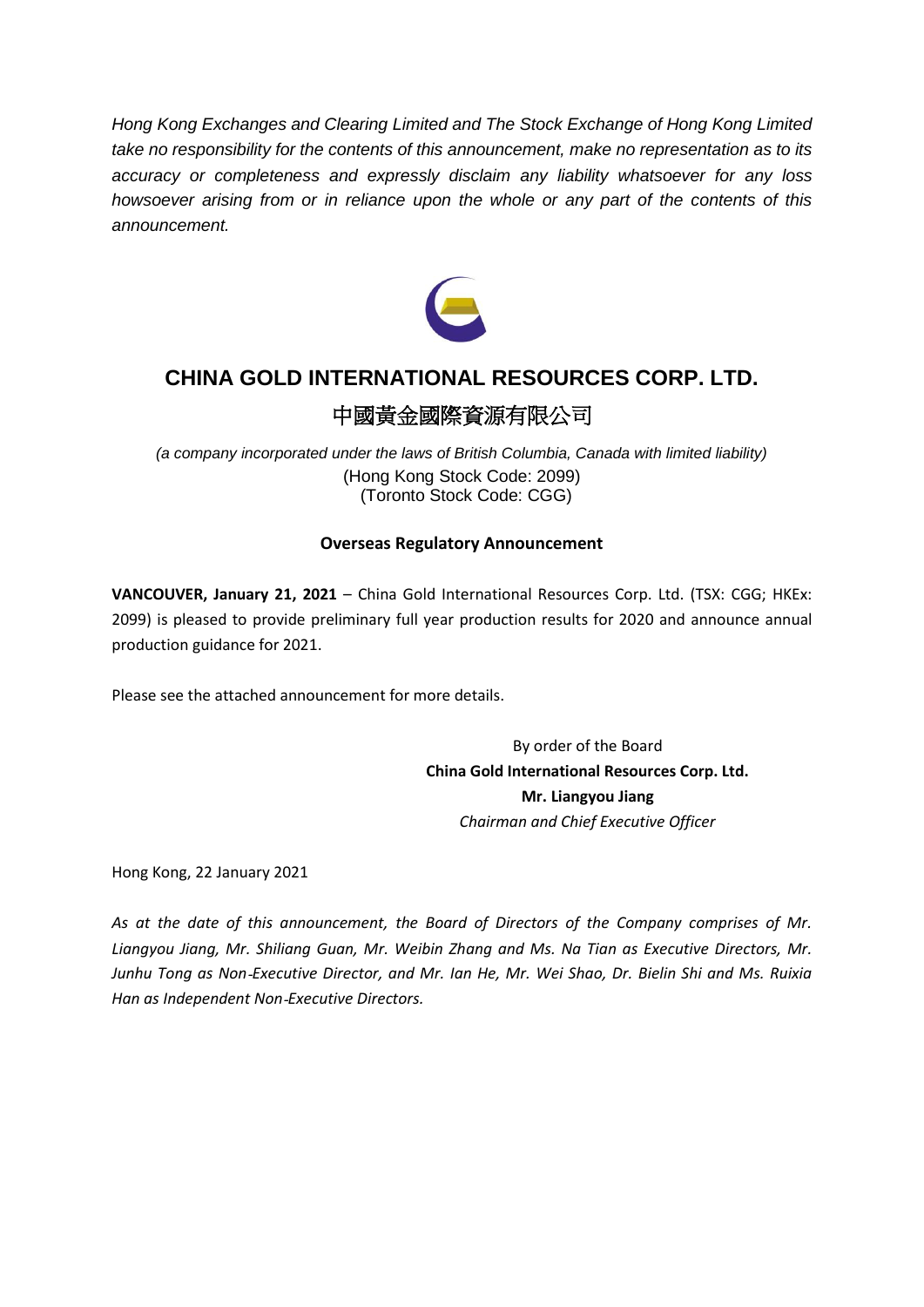*Hong Kong Exchanges and Clearing Limited and The Stock Exchange of Hong Kong Limited take no responsibility for the contents of this announcement, make no representation as to its accuracy or completeness and expressly disclaim any liability whatsoever for any loss howsoever arising from or in reliance upon the whole or any part of the contents of this announcement.*

# CHINA GOLD INTERNATIONAL RESOURCES CORP. LTD.

# 中國黃金國際資源有限公司

*(a company incorporated under the laws of British Columbia, Canada with limited liability)*
(Hong Kong Stock Code: 2099)
(Toronto Stock Code: CGG)

**Overseas Regulatory Announcement**

**VANCOUVER, January 21, 2021** – China Gold International Resources Corp. Ltd. (TSX: CGG; HKEx: 2099) is pleased to provide preliminary full year production results for 2020 and announce annual production guidance for 2021.

Please see the attached announcement for more details.

By order of the Board
**China Gold International Resources Corp. Ltd.**
**Mr. Liangyou Jiang**
*Chairman and Chief Executive Officer*

Hong Kong, 22 January 2021

*As at the date of this announcement, the Board of Directors of the Company comprises of Mr. Liangyou Jiang, Mr. Shiliang Guan, Mr. Weibin Zhang and Ms. Na Tian as Executive Directors, Mr. Junhu Tong as Non-Executive Director, and Mr. Ian He, Mr. Wei Shao, Dr. Bielin Shi and Ms. Ruixia Han as Independent Non-Executive Directors.*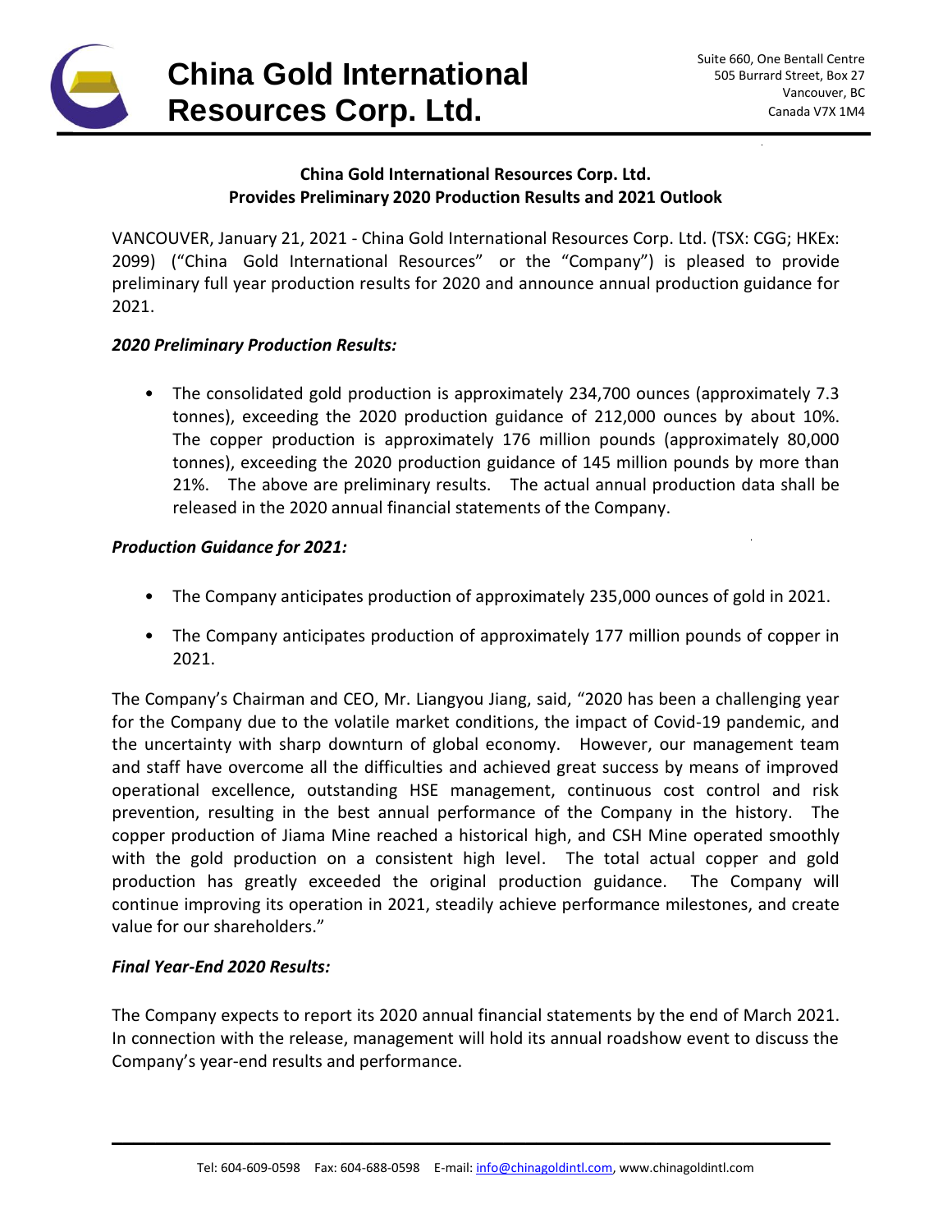# China Gold International Resources Corp. Ltd.

Suite 660, One Bentall Centre
505 Burrard Street, Box 27
Vancouver, BC
Canada V7X 1M4

**China Gold International Resources Corp. Ltd.**
**Provides Preliminary 2020 Production Results and 2021 Outlook**

VANCOUVER, January 21, 2021 - China Gold International Resources Corp. Ltd. (TSX: CGG; HKEx: 2099) ("China Gold International Resources" or the "Company") is pleased to provide preliminary full year production results for 2020 and announce annual production guidance for 2021.

***2020 Preliminary Production Results:***

- The consolidated gold production is approximately 234,700 ounces (approximately 7.3 tonnes), exceeding the 2020 production guidance of 212,000 ounces by about 10%. The copper production is approximately 176 million pounds (approximately 80,000 tonnes), exceeding the 2020 production guidance of 145 million pounds by more than 21%. The above are preliminary results. The actual annual production data shall be released in the 2020 annual financial statements of the Company.

***Production Guidance for 2021:***

- The Company anticipates production of approximately 235,000 ounces of gold in 2021.
- The Company anticipates production of approximately 177 million pounds of copper in 2021.

The Company's Chairman and CEO, Mr. Liangyou Jiang, said, "2020 has been a challenging year for the Company due to the volatile market conditions, the impact of Covid-19 pandemic, and the uncertainty with sharp downturn of global economy. However, our management team and staff have overcome all the difficulties and achieved great success by means of improved operational excellence, outstanding HSE management, continuous cost control and risk prevention, resulting in the best annual performance of the Company in the history. The copper production of Jiama Mine reached a historical high, and CSH Mine operated smoothly with the gold production on a consistent high level. The total actual copper and gold production has greatly exceeded the original production guidance. The Company will continue improving its operation in 2021, steadily achieve performance milestones, and create value for our shareholders."

***Final Year-End 2020 Results:***

The Company expects to report its 2020 annual financial statements by the end of March 2021. In connection with the release, management will hold its annual roadshow event to discuss the Company's year-end results and performance.

Tel: 604-609-0598 Fax: 604-688-0598 E-mail: info@chinagoldintl.com, www.chinagoldintl.com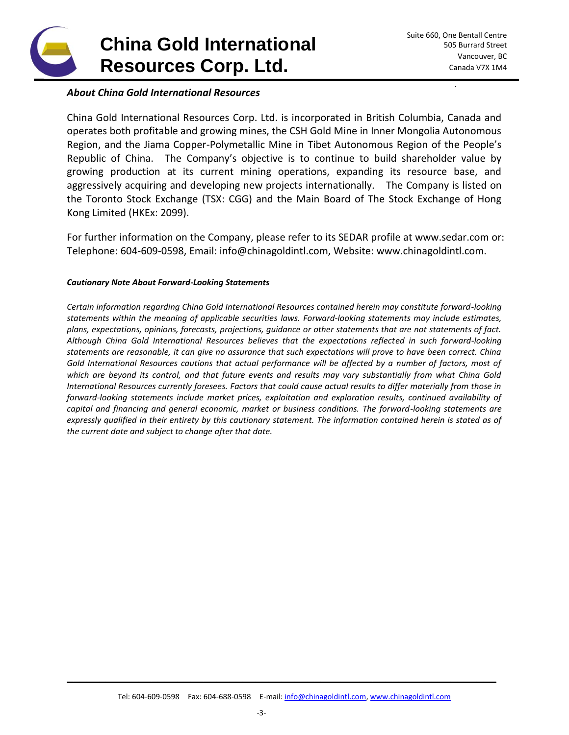### *About China Gold International Resources*

China Gold International Resources Corp. Ltd. is incorporated in British Columbia, Canada and operates both profitable and growing mines, the CSH Gold Mine in Inner Mongolia Autonomous Region, and the Jiama Copper-Polymetallic Mine in Tibet Autonomous Region of the People's Republic of China. The Company's objective is to continue to build shareholder value by growing production at its current mining operations, expanding its resource base, and aggressively acquiring and developing new projects internationally. The Company is listed on the Toronto Stock Exchange (TSX: CGG) and the Main Board of The Stock Exchange of Hong Kong Limited (HKEx: 2099).

For further information on the Company, please refer to its SEDAR profile at www.sedar.com or: Telephone: 604-609-0598, Email: info@chinagoldintl.com, Website: www.chinagoldintl.com.

***Cautionary Note About Forward-Looking Statements***

*Certain information regarding China Gold International Resources contained herein may constitute forward-looking statements within the meaning of applicable securities laws. Forward-looking statements may include estimates, plans, expectations, opinions, forecasts, projections, guidance or other statements that are not statements of fact. Although China Gold International Resources believes that the expectations reflected in such forward-looking statements are reasonable, it can give no assurance that such expectations will prove to have been correct. China Gold International Resources cautions that actual performance will be affected by a number of factors, most of which are beyond its control, and that future events and results may vary substantially from what China Gold International Resources currently foresees. Factors that could cause actual results to differ materially from those in forward-looking statements include market prices, exploitation and exploration results, continued availability of capital and financing and general economic, market or business conditions. The forward-looking statements are expressly qualified in their entirety by this cautionary statement. The information contained herein is stated as of the current date and subject to change after that date.*